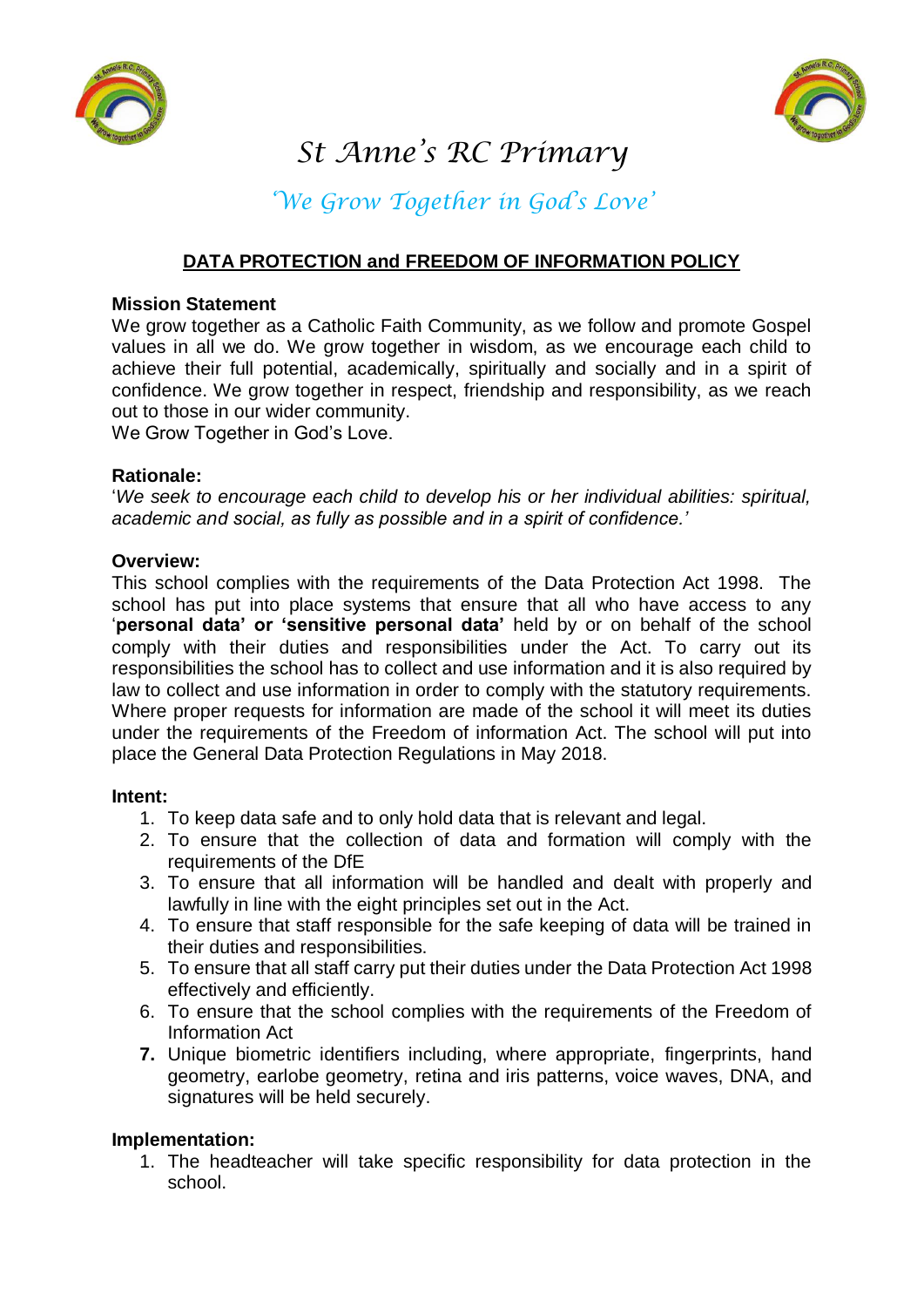# St Anne's RC Primary

*'We Grow Together in God's Love'*

## DATA PROTECTION and FREEDOM OF INFORMATION POLICY

**Mission Statement**

We grow together as a Catholic Faith Community, as we follow and promote Gospel values in all we do. We grow together in wisdom, as we encourage each child to achieve their full potential, academically, spiritually and socially and in a spirit of confidence. We grow together in respect, friendship and responsibility, as we reach out to those in our wider community.
We Grow Together in God's Love.

**Rationale:**

'*We seek to encourage each child to develop his or her individual abilities: spiritual, academic and social, as fully as possible and in a spirit of confidence.'*

**Overview:**

This school complies with the requirements of the Data Protection Act 1998. The school has put into place systems that ensure that all who have access to any '**personal data' or 'sensitive personal data'** held by or on behalf of the school comply with their duties and responsibilities under the Act. To carry out its responsibilities the school has to collect and use information and it is also required by law to collect and use information in order to comply with the statutory requirements. Where proper requests for information are made of the school it will meet its duties under the requirements of the Freedom of information Act. The school will put into place the General Data Protection Regulations in May 2018.

**Intent:**

1. To keep data safe and to only hold data that is relevant and legal.
2. To ensure that the collection of data and formation will comply with the requirements of the DfE
3. To ensure that all information will be handled and dealt with properly and lawfully in line with the eight principles set out in the Act.
4. To ensure that staff responsible for the safe keeping of data will be trained in their duties and responsibilities.
5. To ensure that all staff carry put their duties under the Data Protection Act 1998 effectively and efficiently.
6. To ensure that the school complies with the requirements of the Freedom of Information Act
7. Unique biometric identifiers including, where appropriate, fingerprints, hand geometry, earlobe geometry, retina and iris patterns, voice waves, DNA, and signatures will be held securely.

**Implementation:**

1. The headteacher will take specific responsibility for data protection in the school.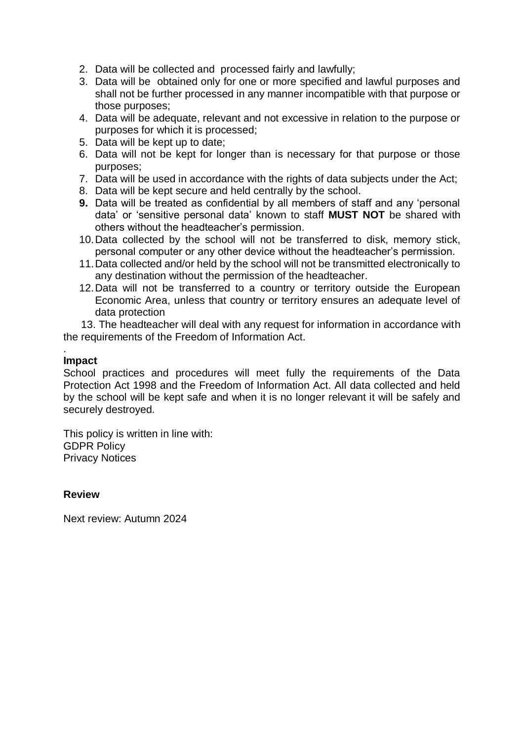2. Data will be collected and processed fairly and lawfully;
3. Data will be obtained only for one or more specified and lawful purposes and shall not be further processed in any manner incompatible with that purpose or those purposes;
4. Data will be adequate, relevant and not excessive in relation to the purpose or purposes for which it is processed;
5. Data will be kept up to date;
6. Data will not be kept for longer than is necessary for that purpose or those purposes;
7. Data will be used in accordance with the rights of data subjects under the Act;
8. Data will be kept secure and held centrally by the school.
9. Data will be treated as confidential by all members of staff and any 'personal data' or 'sensitive personal data' known to staff **MUST NOT** be shared with others without the headteacher's permission.
10. Data collected by the school will not be transferred to disk, memory stick, personal computer or any other device without the headteacher's permission.
11. Data collected and/or held by the school will not be transmitted electronically to any destination without the permission of the headteacher.
12. Data will not be transferred to a country or territory outside the European Economic Area, unless that country or territory ensures an adequate level of data protection
13. The headteacher will deal with any request for information in accordance with the requirements of the Freedom of Information Act.

.

**Impact**

School practices and procedures will meet fully the requirements of the Data Protection Act 1998 and the Freedom of Information Act. All data collected and held by the school will be kept safe and when it is no longer relevant it will be safely and securely destroyed.

This policy is written in line with:
GDPR Policy
Privacy Notices

**Review**

Next review: Autumn 2024